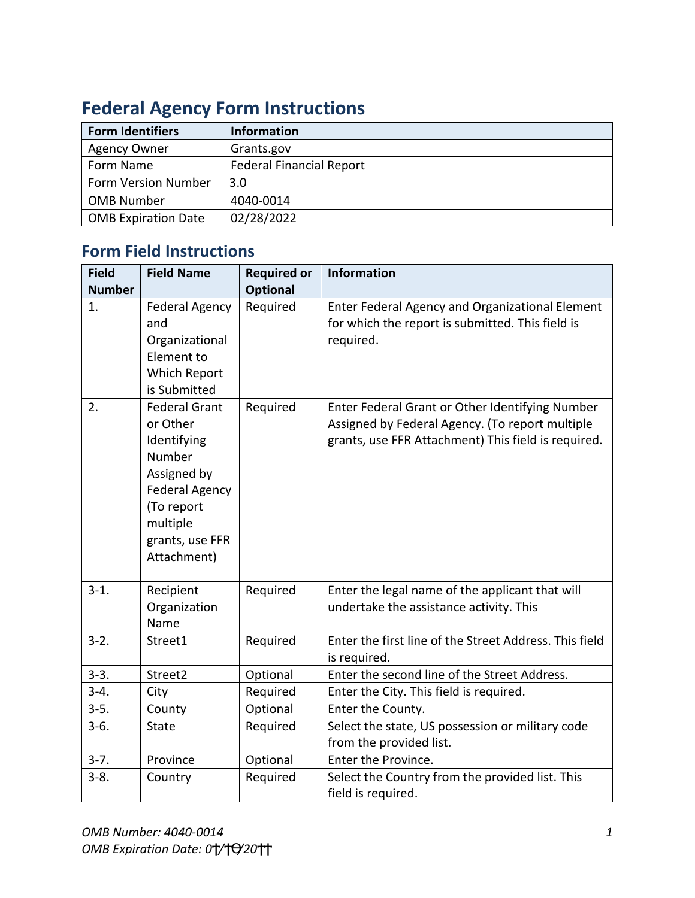# Federal Agency Form Instructions

| Form Identifiers | Information |
|---|---|
| Agency Owner | Grants.gov |
| Form Name | Federal Financial Report |
| Form Version Number | 3.0 |
| OMB Number | 4040-0014 |
| OMB Expiration Date | 02/28/2022 |

## Form Field Instructions

| Field Number | Field Name | Required or Optional | Information |
|---|---|---|---|
| 1. | Federal Agency and Organizational Element to Which Report is Submitted | Required | Enter Federal Agency and Organizational Element for which the report is submitted. This field is required. |
| 2. | Federal Grant or Other Identifying Number Assigned by Federal Agency (To report multiple grants, use FFR Attachment) | Required | Enter Federal Grant or Other Identifying Number Assigned by Federal Agency. (To report multiple grants, use FFR Attachment) This field is required. |
| 3-1. | Recipient Organization Name | Required | Enter the legal name of the applicant that will undertake the assistance activity. This |
| 3-2. | Street1 | Required | Enter the first line of the Street Address. This field is required. |
| 3-3. | Street2 | Optional | Enter the second line of the Street Address. |
| 3-4. | City | Required | Enter the City. This field is required. |
| 3-5. | County | Optional | Enter the County. |
| 3-6. | State | Required | Select the state, US possession or military code from the provided list. |
| 3-7. | Province | Optional | Enter the Province. |
| 3-8. | Country | Required | Select the Country from the provided list. This field is required. |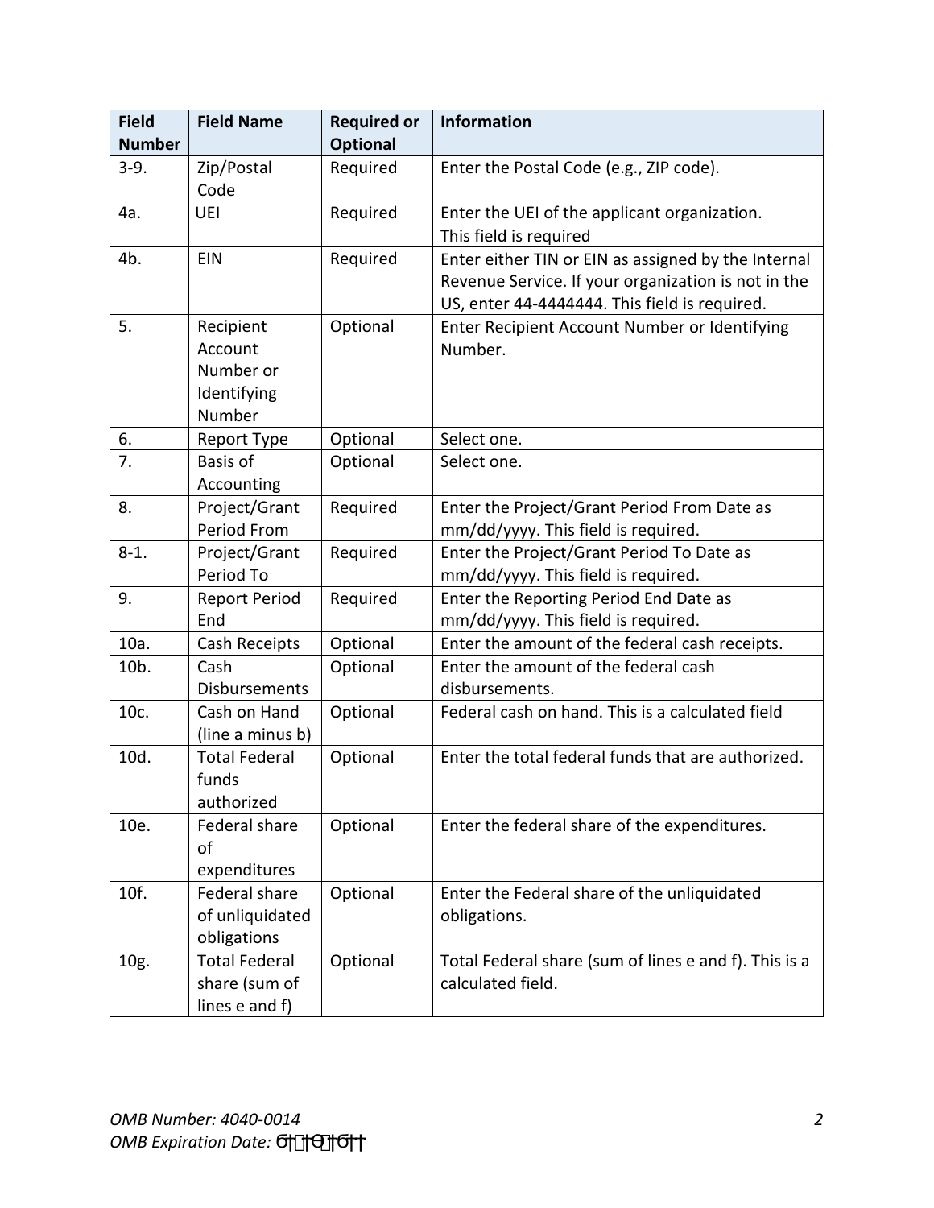| Field Number | Field Name | Required or Optional | Information |
|---|---|---|---|
| 3-9. | Zip/Postal Code | Required | Enter the Postal Code (e.g., ZIP code). |
| 4a. | UEI | Required | Enter the UEI of the applicant organization. This field is required |
| 4b. | EIN | Required | Enter either TIN or EIN as assigned by the Internal Revenue Service. If your organization is not in the US, enter 44-4444444. This field is required. |
| 5. | Recipient Account Number or Identifying Number | Optional | Enter Recipient Account Number or Identifying Number. |
| 6. | Report Type | Optional | Select one. |
| 7. | Basis of Accounting | Optional | Select one. |
| 8. | Project/Grant Period From | Required | Enter the Project/Grant Period From Date as mm/dd/yyyy. This field is required. |
| 8-1. | Project/Grant Period To | Required | Enter the Project/Grant Period To Date as mm/dd/yyyy. This field is required. |
| 9. | Report Period End | Required | Enter the Reporting Period End Date as mm/dd/yyyy. This field is required. |
| 10a. | Cash Receipts | Optional | Enter the amount of the federal cash receipts. |
| 10b. | Cash Disbursements | Optional | Enter the amount of the federal cash disbursements. |
| 10c. | Cash on Hand (line a minus b) | Optional | Federal cash on hand. This is a calculated field |
| 10d. | Total Federal funds authorized | Optional | Enter the total federal funds that are authorized. |
| 10e. | Federal share of expenditures | Optional | Enter the federal share of the expenditures. |
| 10f. | Federal share of unliquidated obligations | Optional | Enter the Federal share of the unliquidated obligations. |
| 10g. | Total Federal share (sum of lines e and f) | Optional | Total Federal share (sum of lines e and f). This is a calculated field. |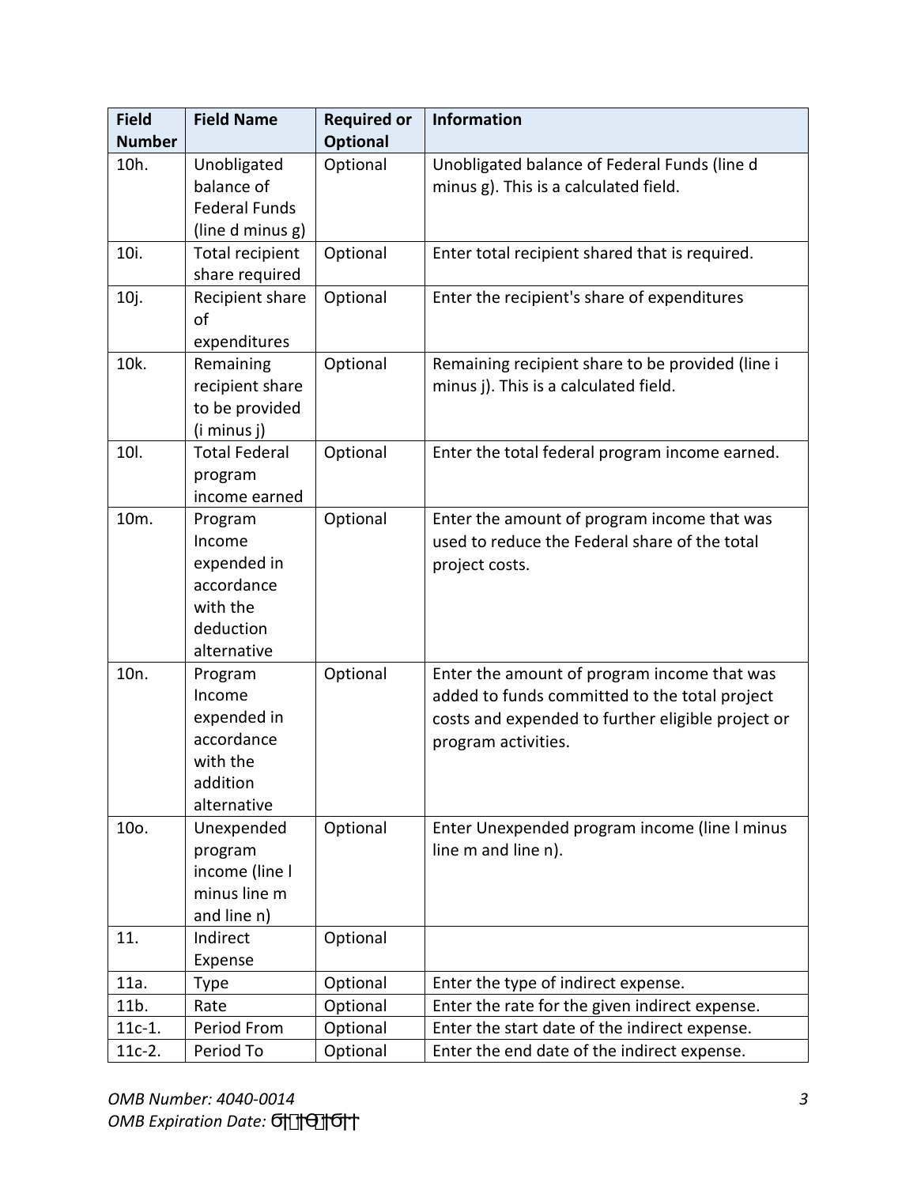| Field Number | Field Name | Required or Optional | Information |
|---|---|---|---|
| 10h. | Unobligated balance of Federal Funds (line d minus g) | Optional | Unobligated balance of Federal Funds (line d minus g). This is a calculated field. |
| 10i. | Total recipient share required | Optional | Enter total recipient shared that is required. |
| 10j. | Recipient share of expenditures | Optional | Enter the recipient's share of expenditures |
| 10k. | Remaining recipient share to be provided (i minus j) | Optional | Remaining recipient share to be provided (line i minus j). This is a calculated field. |
| 10l. | Total Federal program income earned | Optional | Enter the total federal program income earned. |
| 10m. | Program Income expended in accordance with the deduction alternative | Optional | Enter the amount of program income that was used to reduce the Federal share of the total project costs. |
| 10n. | Program Income expended in accordance with the addition alternative | Optional | Enter the amount of program income that was added to funds committed to the total project costs and expended to further eligible project or program activities. |
| 10o. | Unexpended program income (line l minus line m and line n) | Optional | Enter Unexpended program income (line l minus line m and line n). |
| 11. | Indirect Expense | Optional | |
| 11a. | Type | Optional | Enter the type of indirect expense. |
| 11b. | Rate | Optional | Enter the rate for the given indirect expense. |
| 11c-1. | Period From | Optional | Enter the start date of the indirect expense. |
| 11c-2. | Period To | Optional | Enter the end date of the indirect expense. |

*OMB Number: 4040-0014*
*OMB Expiration Date:*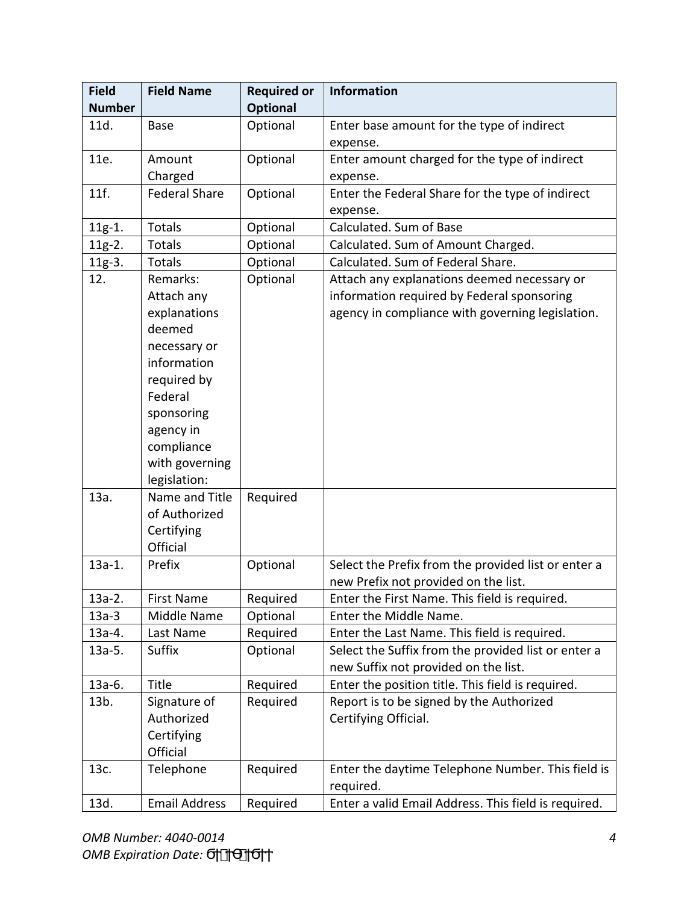| Field Number | Field Name | Required or Optional | Information |
|---|---|---|---|
| 11d. | Base | Optional | Enter base amount for the type of indirect expense. |
| 11e. | Amount Charged | Optional | Enter amount charged for the type of indirect expense. |
| 11f. | Federal Share | Optional | Enter the Federal Share for the type of indirect expense. |
| 11g-1. | Totals | Optional | Calculated. Sum of Base |
| 11g-2. | Totals | Optional | Calculated. Sum of Amount Charged. |
| 11g-3. | Totals | Optional | Calculated. Sum of Federal Share. |
| 12. | Remarks: Attach any explanations deemed necessary or information required by Federal sponsoring agency in compliance with governing legislation: | Optional | Attach any explanations deemed necessary or information required by Federal sponsoring agency in compliance with governing legislation. |
| 13a. | Name and Title of Authorized Certifying Official | Required | |
| 13a-1. | Prefix | Optional | Select the Prefix from the provided list or enter a new Prefix not provided on the list. |
| 13a-2. | First Name | Required | Enter the First Name. This field is required. |
| 13a-3 | Middle Name | Optional | Enter the Middle Name. |
| 13a-4. | Last Name | Required | Enter the Last Name. This field is required. |
| 13a-5. | Suffix | Optional | Select the Suffix from the provided list or enter a new Suffix not provided on the list. |
| 13a-6. | Title | Required | Enter the position title. This field is required. |
| 13b. | Signature of Authorized Certifying Official | Required | Report is to be signed by the Authorized Certifying Official. |
| 13c. | Telephone | Required | Enter the daytime Telephone Number. This field is required. |
| 13d. | Email Address | Required | Enter a valid Email Address. This field is required. |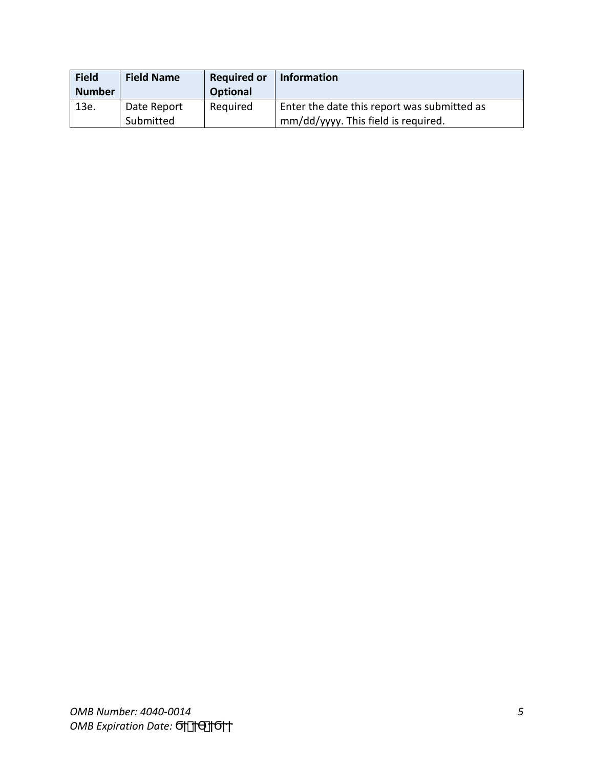| Field Number | Field Name | Required or Optional | Information |
|---|---|---|---|
| 13e. | Date Report Submitted | Required | Enter the date this report was submitted as mm/dd/yyyy. This field is required. |